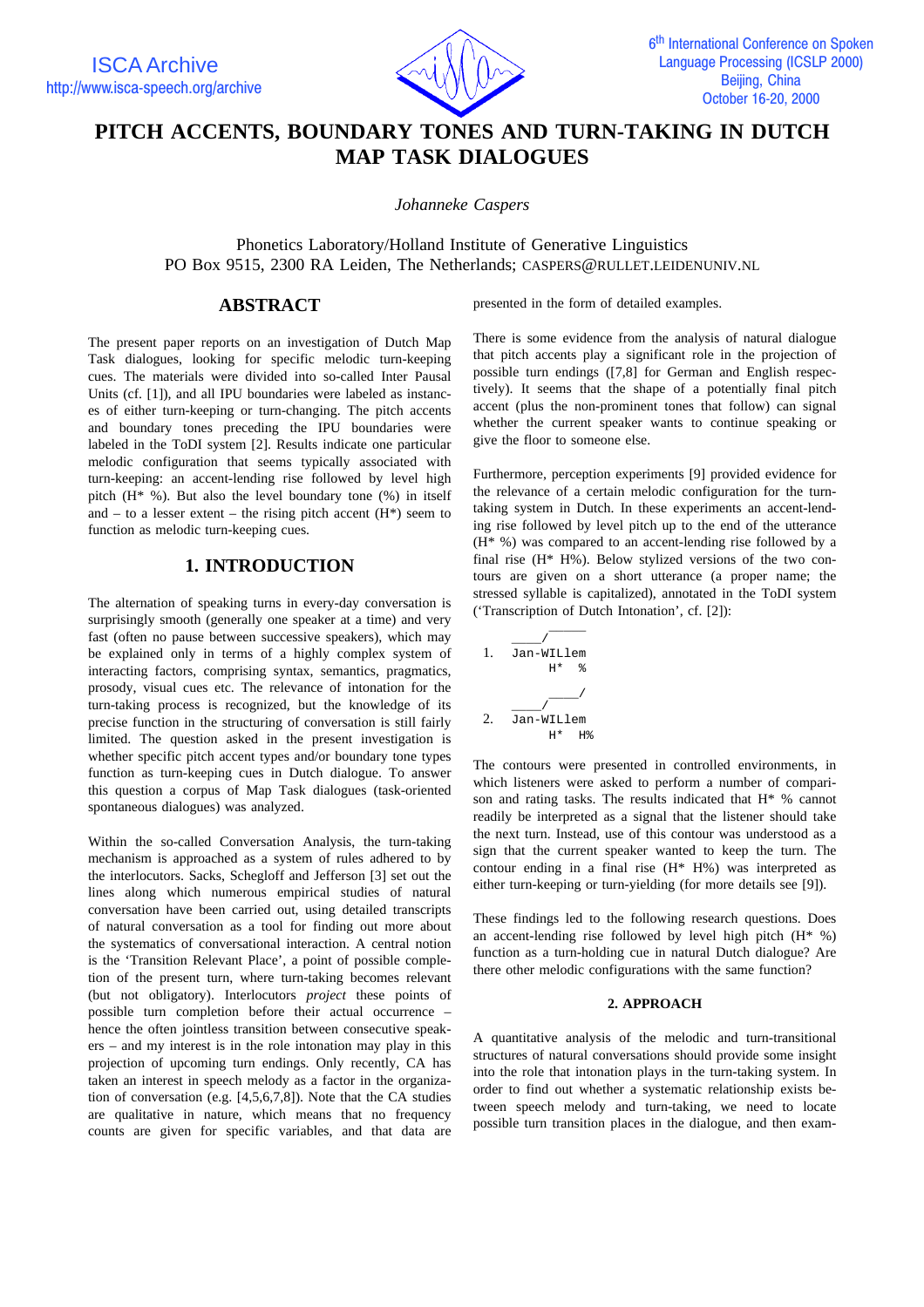# PITCH ACCENTS, BOUNDARY TONES AND TURN-TAKING IN DUTCH MAP TASK DIALOGUES

*Johanneke Caspers*

Phonetics Laboratory/Holland Institute of Generative Linguistics
PO Box 9515, 2300 RA Leiden, The Netherlands; CASPERS@RULLET.LEIDENUNIV.NL

## ABSTRACT

The present paper reports on an investigation of Dutch Map Task dialogues, looking for specific melodic turn-keeping cues. The materials were divided into so-called Inter Pausal Units (cf. [1]), and all IPU boundaries were labeled as instances of either turn-keeping or turn-changing. The pitch accents and boundary tones preceding the IPU boundaries were labeled in the ToDI system [2]. Results indicate one particular melodic configuration that seems typically associated with turn-keeping: an accent-lending rise followed by level high pitch (H* %). But also the level boundary tone (%) in itself and – to a lesser extent – the rising pitch accent (H*) seem to function as melodic turn-keeping cues.

## 1. INTRODUCTION

The alternation of speaking turns in every-day conversation is surprisingly smooth (generally one speaker at a time) and very fast (often no pause between successive speakers), which may be explained only in terms of a highly complex system of interacting factors, comprising syntax, semantics, pragmatics, prosody, visual cues etc. The relevance of intonation for the turn-taking process is recognized, but the knowledge of its precise function in the structuring of conversation is still fairly limited. The question asked in the present investigation is whether specific pitch accent types and/or boundary tone types function as turn-keeping cues in Dutch dialogue. To answer this question a corpus of Map Task dialogues (task-oriented spontaneous dialogues) was analyzed.

Within the so-called Conversation Analysis, the turn-taking mechanism is approached as a system of rules adhered to by the interlocutors. Sacks, Schegloff and Jefferson [3] set out the lines along which numerous empirical studies of natural conversation have been carried out, using detailed transcripts of natural conversation as a tool for finding out more about the systematics of conversational interaction. A central notion is the 'Transition Relevant Place', a point of possible completion of the present turn, where turn-taking becomes relevant (but not obligatory). Interlocutors *project* these points of possible turn completion before their actual occurrence – hence the often jointless transition between consecutive speakers – and my interest is in the role intonation may play in this projection of upcoming turn endings. Only recently, CA has taken an interest in speech melody as a factor in the organization of conversation (e.g. [4,5,6,7,8]). Note that the CA studies are qualitative in nature, which means that no frequency counts are given for specific variables, and that data are presented in the form of detailed examples.

There is some evidence from the analysis of natural dialogue that pitch accents play a significant role in the projection of possible turn endings ([7,8] for German and English respectively). It seems that the shape of a potentially final pitch accent (plus the non-prominent tones that follow) can signal whether the current speaker wants to continue speaking or give the floor to someone else.

Furthermore, perception experiments [9] provided evidence for the relevance of a certain melodic configuration for the turn-taking system in Dutch. In these experiments an accent-lending rise followed by level pitch up to the end of the utterance (H* %) was compared to an accent-lending rise followed by a final rise (H* H%). Below stylized versions of the two contours are given on a short utterance (a proper name; the stressed syllable is capitalized), annotated in the ToDI system ('Transcription of Dutch Intonation', cf. [2]):

```
         _____
     ___/
1.   Jan-WILlem
          H*   %

              __/
     ___/
2.   Jan-WILlem
          H*   H%
```

The contours were presented in controlled environments, in which listeners were asked to perform a number of comparison and rating tasks. The results indicated that H* % cannot readily be interpreted as a signal that the listener should take the next turn. Instead, use of this contour was understood as a sign that the current speaker wanted to keep the turn. The contour ending in a final rise (H* H%) was interpreted as either turn-keeping or turn-yielding (for more details see [9]).

These findings led to the following research questions. Does an accent-lending rise followed by level high pitch (H* %) function as a turn-holding cue in natural Dutch dialogue? Are there other melodic configurations with the same function?

### 2. APPROACH

A quantitative analysis of the melodic and turn-transitional structures of natural conversations should provide some insight into the role that intonation plays in the turn-taking system. In order to find out whether a systematic relationship exists between speech melody and turn-taking, we need to locate possible turn transition places in the dialogue, and then exam-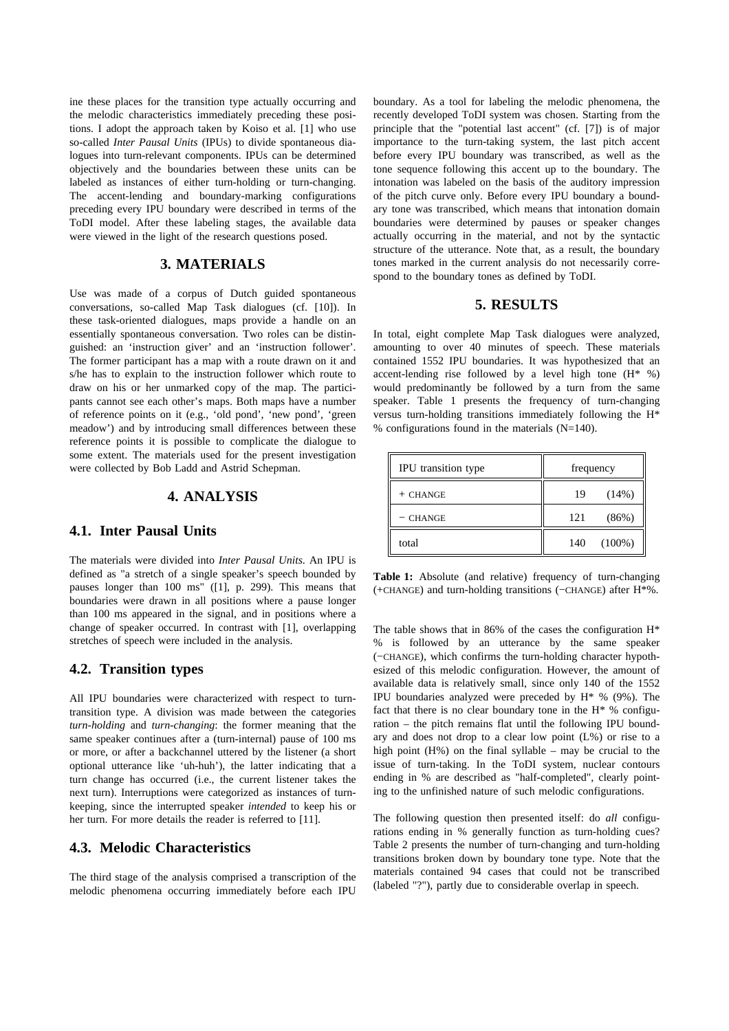ine these places for the transition type actually occurring and the melodic characteristics immediately preceding these positions. I adopt the approach taken by Koiso et al. [1] who use so-called *Inter Pausal Units* (IPUs) to divide spontaneous dialogues into turn-relevant components. IPUs can be determined objectively and the boundaries between these units can be labeled as instances of either turn-holding or turn-changing. The accent-lending and boundary-marking configurations preceding every IPU boundary were described in terms of the ToDI model. After these labeling stages, the available data were viewed in the light of the research questions posed.

## 3. MATERIALS

Use was made of a corpus of Dutch guided spontaneous conversations, so-called Map Task dialogues (cf. [10]). In these task-oriented dialogues, maps provide a handle on an essentially spontaneous conversation. Two roles can be distinguished: an 'instruction giver' and an 'instruction follower'. The former participant has a map with a route drawn on it and s/he has to explain to the instruction follower which route to draw on his or her unmarked copy of the map. The participants cannot see each other's maps. Both maps have a number of reference points on it (e.g., 'old pond', 'new pond', 'green meadow') and by introducing small differences between these reference points it is possible to complicate the dialogue to some extent. The materials used for the present investigation were collected by Bob Ladd and Astrid Schepman.

## 4. ANALYSIS

### 4.1. Inter Pausal Units

The materials were divided into *Inter Pausal Units*. An IPU is defined as "a stretch of a single speaker's speech bounded by pauses longer than 100 ms" ([1], p. 299). This means that boundaries were drawn in all positions where a pause longer than 100 ms appeared in the signal, and in positions where a change of speaker occurred. In contrast with [1], overlapping stretches of speech were included in the analysis.

### 4.2. Transition types

All IPU boundaries were characterized with respect to turn-transition type. A division was made between the categories *turn-holding* and *turn-changing*: the former meaning that the same speaker continues after a (turn-internal) pause of 100 ms or more, or after a backchannel uttered by the listener (a short optional utterance like 'uh-huh'), the latter indicating that a turn change has occurred (i.e., the current listener takes the next turn). Interruptions were categorized as instances of turn-keeping, since the interrupted speaker *intended* to keep his or her turn. For more details the reader is referred to [11].

### 4.3. Melodic Characteristics

The third stage of the analysis comprised a transcription of the melodic phenomena occurring immediately before each IPU boundary. As a tool for labeling the melodic phenomena, the recently developed ToDI system was chosen. Starting from the principle that the "potential last accent" (cf. [7]) is of major importance to the turn-taking system, the last pitch accent before every IPU boundary was transcribed, as well as the tone sequence following this accent up to the boundary. The intonation was labeled on the basis of the auditory impression of the pitch curve only. Before every IPU boundary a boundary tone was transcribed, which means that intonation domain boundaries were determined by pauses or speaker changes actually occurring in the material, and not by the syntactic structure of the utterance. Note that, as a result, the boundary tones marked in the current analysis do not necessarily correspond to the boundary tones as defined by ToDI.

## 5. RESULTS

In total, eight complete Map Task dialogues were analyzed, amounting to over 40 minutes of speech. These materials contained 1552 IPU boundaries. It was hypothesized that an accent-lending rise followed by a level high tone (H* %) would predominantly be followed by a turn from the same speaker. Table 1 presents the frequency of turn-changing versus turn-holding transitions immediately following the H* % configurations found in the materials (N=140).

| IPU transition type | frequency | |
|---|---|---|
| + CHANGE | 19 | (14%) |
| − CHANGE | 121 | (86%) |
| total | 140 | (100%) |

**Table 1:** Absolute (and relative) frequency of turn-changing (+CHANGE) and turn-holding transitions (−CHANGE) after H*%.

The table shows that in 86% of the cases the configuration H* % is followed by an utterance by the same speaker (−CHANGE), which confirms the turn-holding character hypothesized of this melodic configuration. However, the amount of available data is relatively small, since only 140 of the 1552 IPU boundaries analyzed were preceded by H* % (9%). The fact that there is no clear boundary tone in the H* % configuration – the pitch remains flat until the following IPU boundary and does not drop to a clear low point (L%) or rise to a high point (H%) on the final syllable – may be crucial to the issue of turn-taking. In the ToDI system, nuclear contours ending in % are described as "half-completed", clearly pointing to the unfinished nature of such melodic configurations.

The following question then presented itself: do *all* configurations ending in % generally function as turn-holding cues? Table 2 presents the number of turn-changing and turn-holding transitions broken down by boundary tone type. Note that the materials contained 94 cases that could not be transcribed (labeled "?"), partly due to considerable overlap in speech.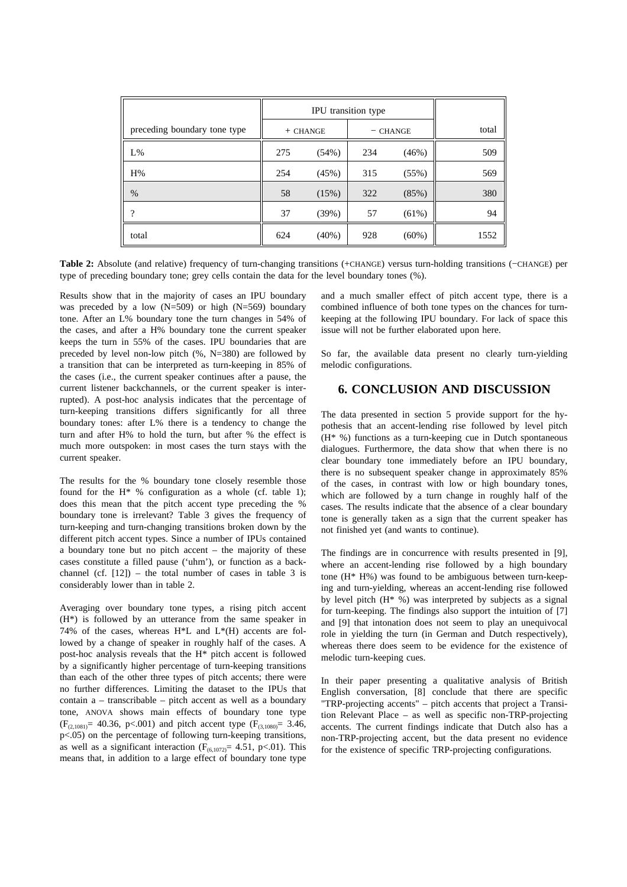| | IPU transition type | | | | |
|---|---|---|---|---|---|
| preceding boundary tone type | + CHANGE | | − CHANGE | | total |
| L% | 275 | (54%) | 234 | (46%) | 509 |
| H% | 254 | (45%) | 315 | (55%) | 569 |
| % | 58 | (15%) | 322 | (85%) | 380 |
| ? | 37 | (39%) | 57 | (61%) | 94 |
| total | 624 | (40%) | 928 | (60%) | 1552 |

**Table 2:** Absolute (and relative) frequency of turn-changing transitions (+CHANGE) versus turn-holding transitions (−CHANGE) per type of preceding boundary tone; grey cells contain the data for the level boundary tones (%).

Results show that in the majority of cases an IPU boundary was preceded by a low (N=509) or high (N=569) boundary tone. After an L% boundary tone the turn changes in 54% of the cases, and after a H% boundary tone the current speaker keeps the turn in 55% of the cases. IPU boundaries that are preceded by level non-low pitch (%, N=380) are followed by a transition that can be interpreted as turn-keeping in 85% of the cases (i.e., the current speaker continues after a pause, the current listener backchannels, or the current speaker is interrupted). A post-hoc analysis indicates that the percentage of turn-keeping transitions differs significantly for all three boundary tones: after L% there is a tendency to change the turn and after H% to hold the turn, but after % the effect is much more outspoken: in most cases the turn stays with the current speaker.

The results for the % boundary tone closely resemble those found for the H* % configuration as a whole (cf. table 1); does this mean that the pitch accent type preceding the % boundary tone is irrelevant? Table 3 gives the frequency of turn-keeping and turn-changing transitions broken down by the different pitch accent types. Since a number of IPUs contained a boundary tone but no pitch accent – the majority of these cases constitute a filled pause ('uhm'), or function as a backchannel (cf. [12]) – the total number of cases in table 3 is considerably lower than in table 2.

Averaging over boundary tone types, a rising pitch accent (H*) is followed by an utterance from the same speaker in 74% of the cases, whereas H*L and L*(H) accents are followed by a change of speaker in roughly half of the cases. A post-hoc analysis reveals that the H* pitch accent is followed by a significantly higher percentage of turn-keeping transitions than each of the other three types of pitch accents; there were no further differences. Limiting the dataset to the IPUs that contain a – transcribable – pitch accent as well as a boundary tone, ANOVA shows main effects of boundary tone type ($F_{(2,1081)}$= 40.36, $p<.001$) and pitch accent type ($F_{(3,1080)}$= 3.46, $p<.05$) on the percentage of following turn-keeping transitions, as well as a significant interaction ($F_{(6,1072)}$= 4.51, $p<.01$). This means that, in addition to a large effect of boundary tone type and a much smaller effect of pitch accent type, there is a combined influence of both tone types on the chances for turn-keeping at the following IPU boundary. For lack of space this issue will not be further elaborated upon here.

So far, the available data present no clearly turn-yielding melodic configurations.

## 6. CONCLUSION AND DISCUSSION

The data presented in section 5 provide support for the hypothesis that an accent-lending rise followed by level pitch (H* %) functions as a turn-keeping cue in Dutch spontaneous dialogues. Furthermore, the data show that when there is no clear boundary tone immediately before an IPU boundary, there is no subsequent speaker change in approximately 85% of the cases, in contrast with low or high boundary tones, which are followed by a turn change in roughly half of the cases. The results indicate that the absence of a clear boundary tone is generally taken as a sign that the current speaker has not finished yet (and wants to continue).

The findings are in concurrence with results presented in [9], where an accent-lending rise followed by a high boundary tone (H* H%) was found to be ambiguous between turn-keeping and turn-yielding, whereas an accent-lending rise followed by level pitch (H* %) was interpreted by subjects as a signal for turn-keeping. The findings also support the intuition of [7] and [9] that intonation does not seem to play an unequivocal role in yielding the turn (in German and Dutch respectively), whereas there does seem to be evidence for the existence of melodic turn-keeping cues.

In their paper presenting a qualitative analysis of British English conversation, [8] conclude that there are specific "TRP-projecting accents" – pitch accents that project a Transition Relevant Place – as well as specific non-TRP-projecting accents. The current findings indicate that Dutch also has a non-TRP-projecting accent, but the data present no evidence for the existence of specific TRP-projecting configurations.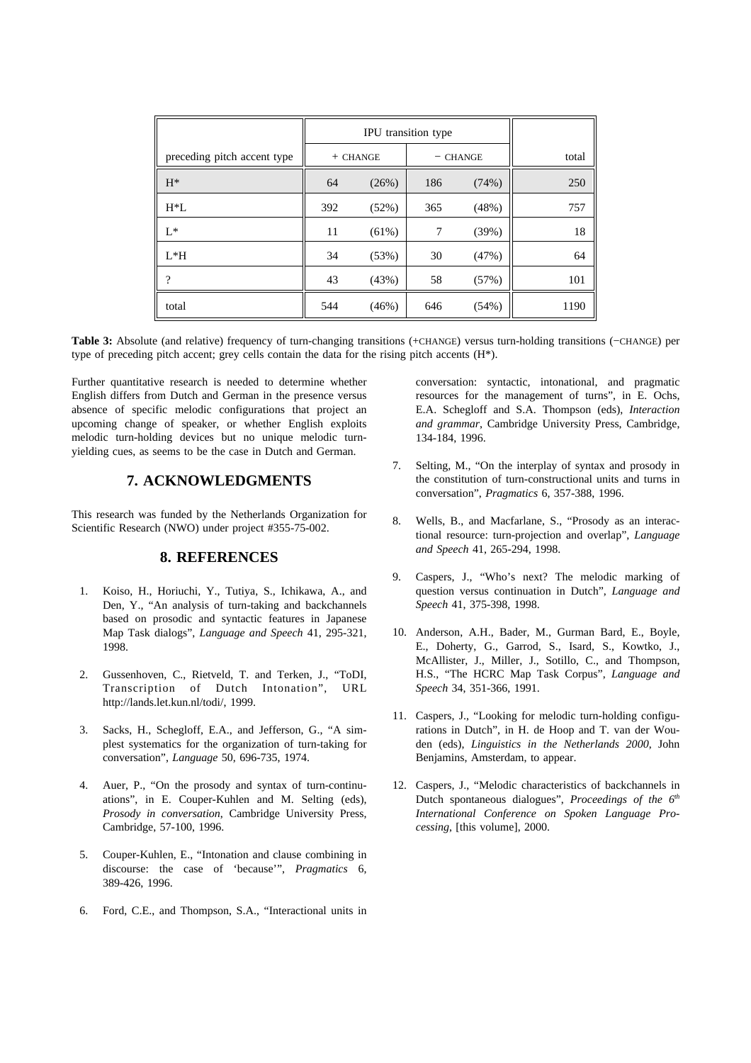| | IPU transition type | | | | |
|---|---|---|---|---|---|
| preceding pitch accent type | + CHANGE | | − CHANGE | | total |
| H* | 64 | (26%) | 186 | (74%) | 250 |
| H*L | 392 | (52%) | 365 | (48%) | 757 |
| L* | 11 | (61%) | 7 | (39%) | 18 |
| L*H | 34 | (53%) | 30 | (47%) | 64 |
| ? | 43 | (43%) | 58 | (57%) | 101 |
| total | 544 | (46%) | 646 | (54%) | 1190 |

**Table 3:** Absolute (and relative) frequency of turn-changing transitions (+CHANGE) versus turn-holding transitions (−CHANGE) per type of preceding pitch accent; grey cells contain the data for the rising pitch accents (H*).

Further quantitative research is needed to determine whether English differs from Dutch and German in the presence versus absence of specific melodic configurations that project an upcoming change of speaker, or whether English exploits melodic turn-holding devices but no unique melodic turn-yielding cues, as seems to be the case in Dutch and German.

## 7. ACKNOWLEDGMENTS

This research was funded by the Netherlands Organization for Scientific Research (NWO) under project #355-75-002.

## 8. REFERENCES

1. Koiso, H., Horiuchi, Y., Tutiya, S., Ichikawa, A., and Den, Y., "An analysis of turn-taking and backchannels based on prosodic and syntactic features in Japanese Map Task dialogs", *Language and Speech* 41, 295-321, 1998.

2. Gussenhoven, C., Rietveld, T. and Terken, J., "ToDI, Transcription of Dutch Intonation", URL http://lands.let.kun.nl/todi/, 1999.

3. Sacks, H., Schegloff, E.A., and Jefferson, G., "A simplest systematics for the organization of turn-taking for conversation", *Language* 50, 696-735, 1974.

4. Auer, P., "On the prosody and syntax of turn-continuations", in E. Couper-Kuhlen and M. Selting (eds), *Prosody in conversation*, Cambridge University Press, Cambridge, 57-100, 1996.

5. Couper-Kuhlen, E., "Intonation and clause combining in discourse: the case of 'because'", *Pragmatics* 6, 389-426, 1996.

6. Ford, C.E., and Thompson, S.A., "Interactional units in conversation: syntactic, intonational, and pragmatic resources for the management of turns", in E. Ochs, E.A. Schegloff and S.A. Thompson (eds), *Interaction and grammar*, Cambridge University Press, Cambridge, 134-184, 1996.

7. Selting, M., "On the interplay of syntax and prosody in the constitution of turn-constructional units and turns in conversation", *Pragmatics* 6, 357-388, 1996.

8. Wells, B., and Macfarlane, S., "Prosody as an interactional resource: turn-projection and overlap", *Language and Speech* 41, 265-294, 1998.

9. Caspers, J., "Who's next? The melodic marking of question versus continuation in Dutch", *Language and Speech* 41, 375-398, 1998.

10. Anderson, A.H., Bader, M., Gurman Bard, E., Boyle, E., Doherty, G., Garrod, S., Isard, S., Kowtko, J., McAllister, J., Miller, J., Sotillo, C., and Thompson, H.S., "The HCRC Map Task Corpus", *Language and Speech* 34, 351-366, 1991.

11. Caspers, J., "Looking for melodic turn-holding configurations in Dutch", in H. de Hoop and T. van der Wouden (eds), *Linguistics in the Netherlands 2000*, John Benjamins, Amsterdam, to appear.

12. Caspers, J., "Melodic characteristics of backchannels in Dutch spontaneous dialogues", *Proceedings of the 6th International Conference on Spoken Language Processing*, [this volume], 2000.